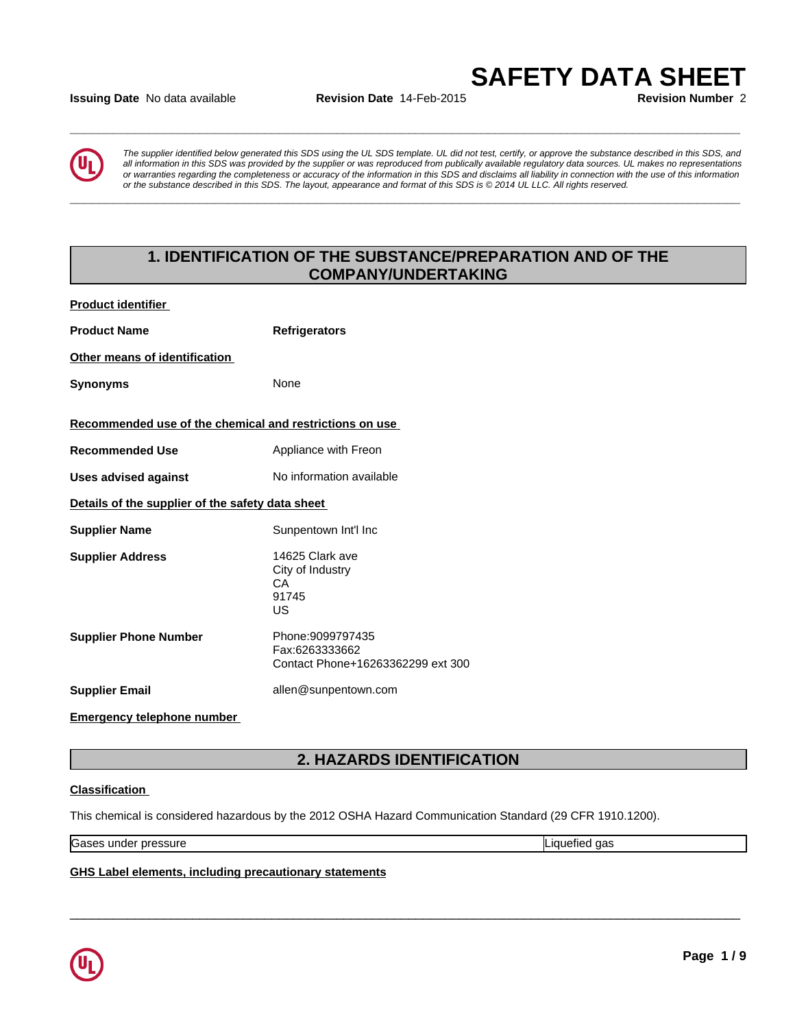# SAFETY DATA SHEET

**Issuing Date** No data available **Revision Date** 14-Feb-2015 **Revision Number** 2

*The supplier identified below generated this SDS using the UL SDS template. UL did not test, certify, or approve the substance described in this SDS, and all information in this SDS was provided by the supplier or was reproduced from publically available regulatory data sources. UL makes no representations or warranties regarding the completeness or accuracy of the information in this SDS and disclaims all liability in connection with the use of this information or the substance described in this SDS. The layout, appearance and format of this SDS is © 2014 UL LLC. All rights reserved.*

## 1. IDENTIFICATION OF THE SUBSTANCE/PREPARATION AND OF THE COMPANY/UNDERTAKING

**Product identifier**

**Product Name** **Refrigerators**

**Other means of identification**

**Synonyms** None

**Recommended use of the chemical and restrictions on use**

**Recommended Use** Appliance with Freon

**Uses advised against** No information available

**Details of the supplier of the safety data sheet**

**Supplier Name** Sunpentown Int'l Inc

**Supplier Address**
14625 Clark ave
City of Industry
CA
91745
US

**Supplier Phone Number**
Phone:9099797435
Fax:6263333662
Contact Phone+16263362299 ext 300

**Supplier Email** allen@sunpentown.com

**Emergency telephone number**

## 2. HAZARDS IDENTIFICATION

**Classification**

This chemical is considered hazardous by the 2012 OSHA Hazard Communication Standard (29 CFR 1910.1200).

| | |
|---|---|
| Gases under pressure | Liquefied gas |

**GHS Label elements, including precautionary statements**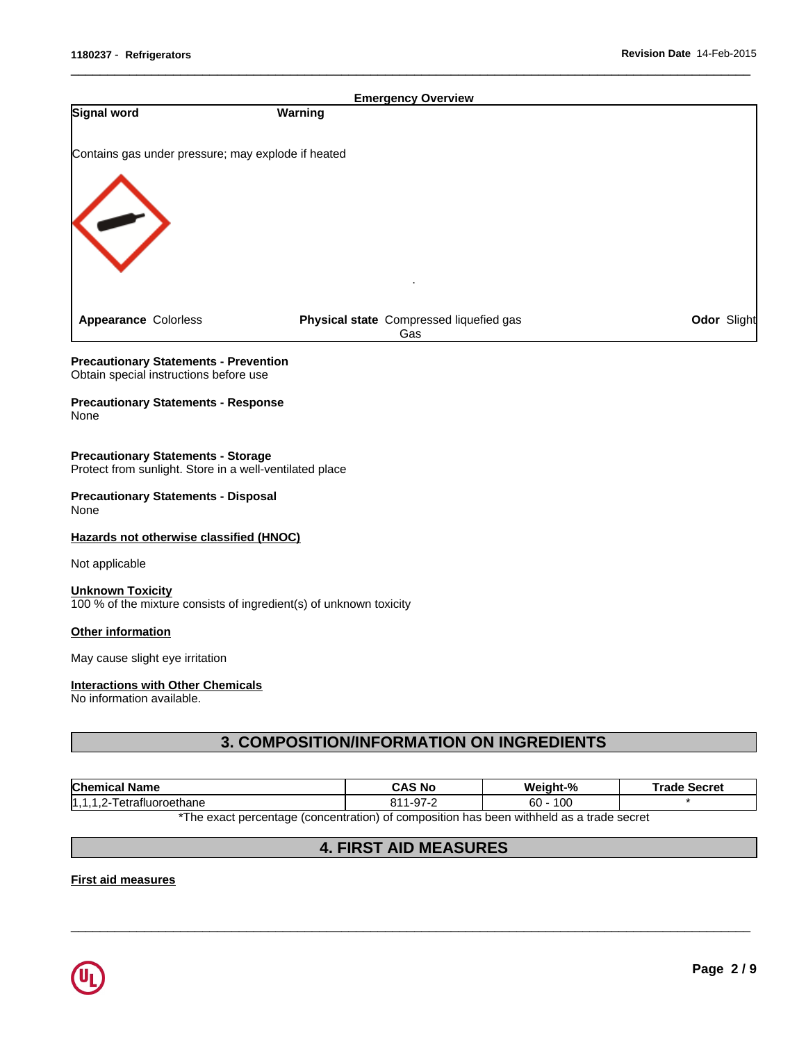**Emergency Overview**

| | |
|---|---|
| **Signal word** | **Warning** |

Contains gas under pressure; may explode if heated

.

**Appearance** Colorless **Physical state** Compressed liquefied gas Gas **Odor** Slight

**Precautionary Statements - Prevention**
Obtain special instructions before use

**Precautionary Statements - Response**
None

**Precautionary Statements - Storage**
Protect from sunlight. Store in a well-ventilated place

**Precautionary Statements - Disposal**
None

**Hazards not otherwise classified (HNOC)**

Not applicable

**Unknown Toxicity**
100 % of the mixture consists of ingredient(s) of unknown toxicity

**Other information**

May cause slight eye irritation

**Interactions with Other Chemicals**
No information available.

## 3. COMPOSITION/INFORMATION ON INGREDIENTS

| Chemical Name | CAS No | Weight-% | Trade Secret |
|---|---|---|---|
| 1,1,1,2-Tetrafluoroethane | 811-97-2 | 60 - 100 | * |

*The exact percentage (concentration) of composition has been withheld as a trade secret

## 4. FIRST AID MEASURES

**First aid measures**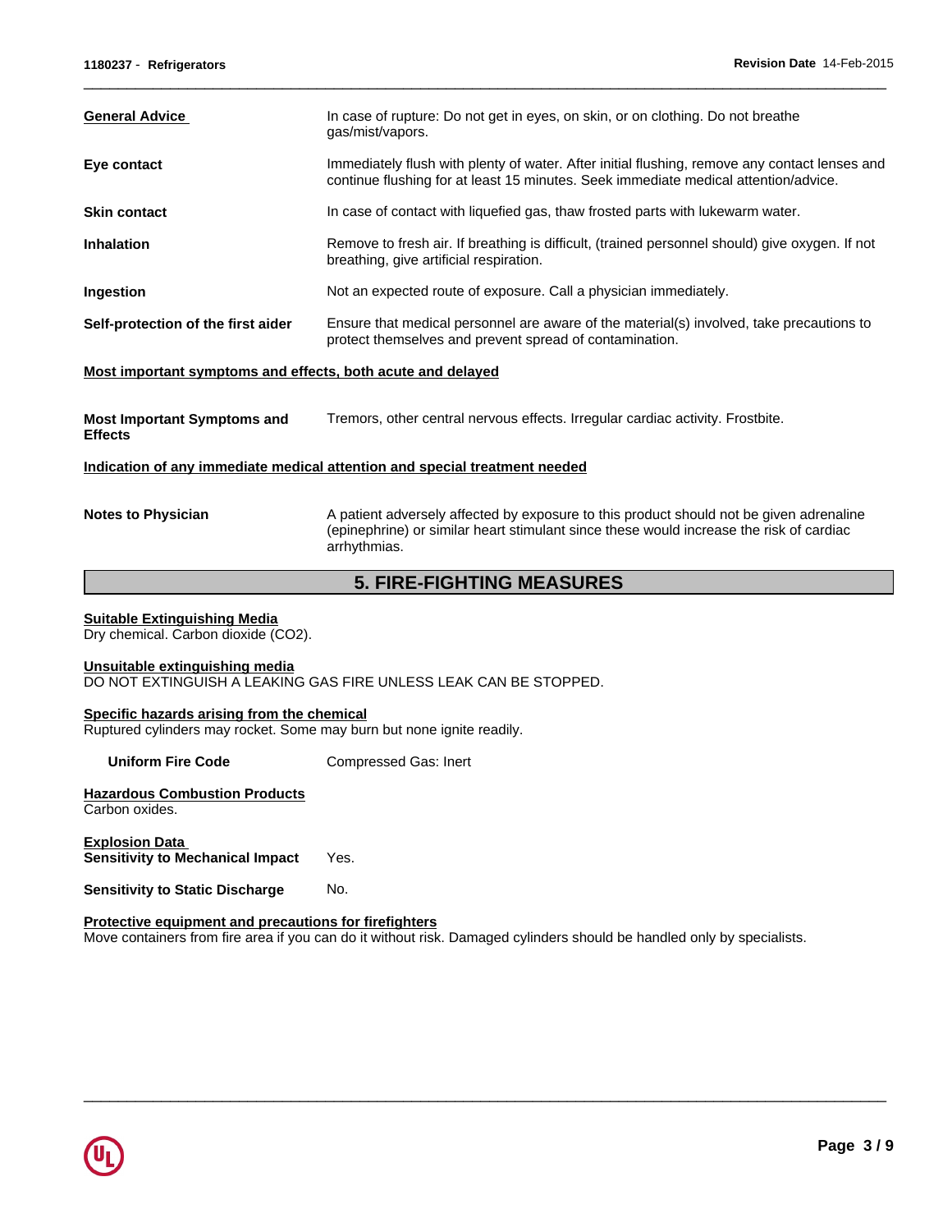**General Advice** In case of rupture: Do not get in eyes, on skin, or on clothing. Do not breathe gas/mist/vapors.

**Eye contact** Immediately flush with plenty of water. After initial flushing, remove any contact lenses and continue flushing for at least 15 minutes. Seek immediate medical attention/advice.

**Skin contact** In case of contact with liquefied gas, thaw frosted parts with lukewarm water.

**Inhalation** Remove to fresh air. If breathing is difficult, (trained personnel should) give oxygen. If not breathing, give artificial respiration.

**Ingestion** Not an expected route of exposure. Call a physician immediately.

**Self-protection of the first aider** Ensure that medical personnel are aware of the material(s) involved, take precautions to protect themselves and prevent spread of contamination.

**Most important symptoms and effects, both acute and delayed**

**Most Important Symptoms and Effects** Tremors, other central nervous effects. Irregular cardiac activity. Frostbite.

**Indication of any immediate medical attention and special treatment needed**

**Notes to Physician** A patient adversely affected by exposure to this product should not be given adrenaline (epinephrine) or similar heart stimulant since these would increase the risk of cardiac arrhythmias.

## 5. FIRE-FIGHTING MEASURES

**Suitable Extinguishing Media**
Dry chemical. Carbon dioxide ($CO_2$).

**Unsuitable extinguishing media**
DO NOT EXTINGUISH A LEAKING GAS FIRE UNLESS LEAK CAN BE STOPPED.

**Specific hazards arising from the chemical**
Ruptured cylinders may rocket. Some may burn but none ignite readily.

**Uniform Fire Code** Compressed Gas: Inert

**Hazardous Combustion Products**
Carbon oxides.

**Explosion Data**
**Sensitivity to Mechanical Impact** Yes.

**Sensitivity to Static Discharge** No.

**Protective equipment and precautions for firefighters**
Move containers from fire area if you can do it without risk. Damaged cylinders should be handled only by specialists.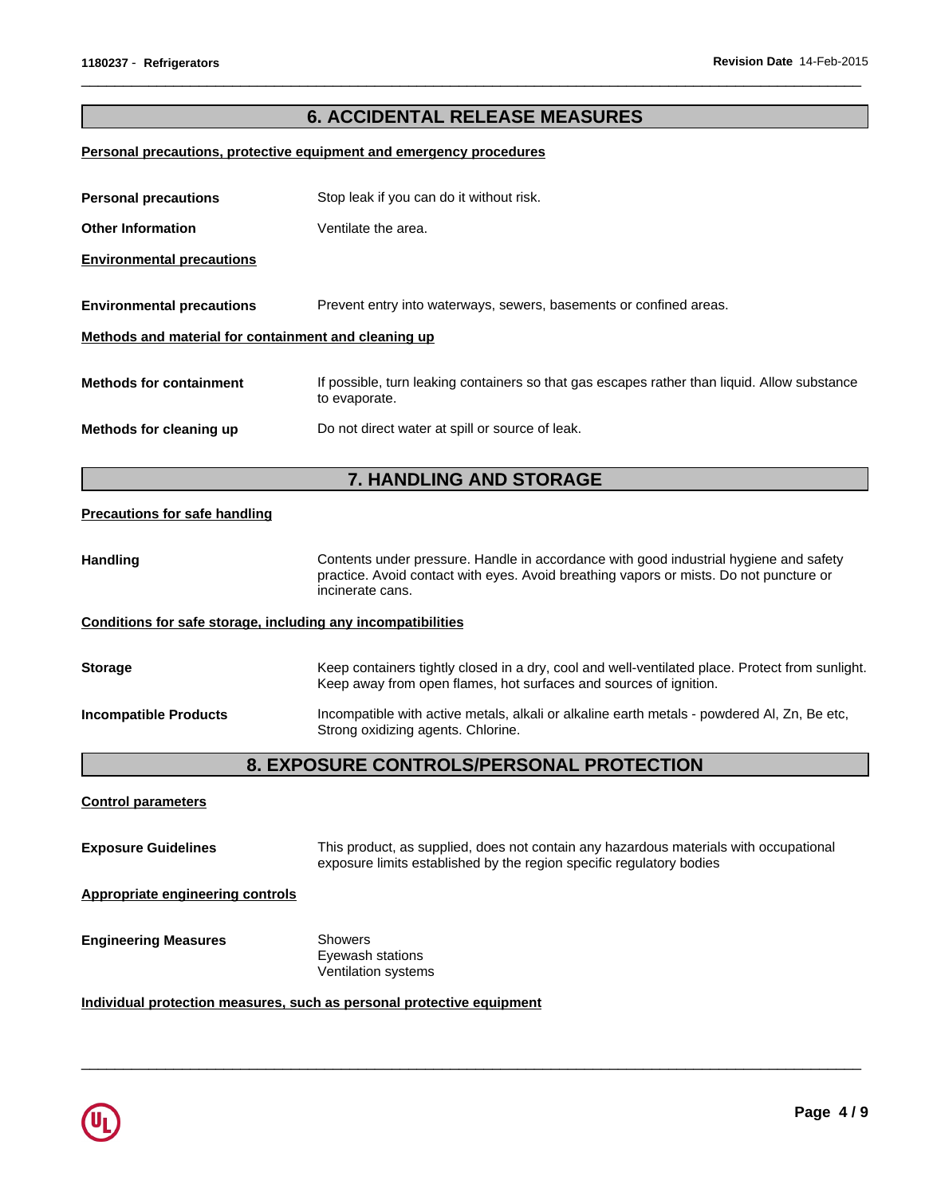## 6. ACCIDENTAL RELEASE MEASURES

**Personal precautions, protective equipment and emergency procedures**

**Personal precautions** Stop leak if you can do it without risk.

**Other Information** Ventilate the area.

**Environmental precautions**

**Environmental precautions** Prevent entry into waterways, sewers, basements or confined areas.

**Methods and material for containment and cleaning up**

**Methods for containment** If possible, turn leaking containers so that gas escapes rather than liquid. Allow substance to evaporate.

**Methods for cleaning up** Do not direct water at spill or source of leak.

## 7. HANDLING AND STORAGE

**Precautions for safe handling**

**Handling** Contents under pressure. Handle in accordance with good industrial hygiene and safety practice. Avoid contact with eyes. Avoid breathing vapors or mists. Do not puncture or incinerate cans.

**Conditions for safe storage, including any incompatibilities**

**Storage** Keep containers tightly closed in a dry, cool and well-ventilated place. Protect from sunlight. Keep away from open flames, hot surfaces and sources of ignition.

**Incompatible Products** Incompatible with active metals, alkali or alkaline earth metals - powdered Al, Zn, Be etc, Strong oxidizing agents. Chlorine.

## 8. EXPOSURE CONTROLS/PERSONAL PROTECTION

**Control parameters**

**Exposure Guidelines** This product, as supplied, does not contain any hazardous materials with occupational exposure limits established by the region specific regulatory bodies

**Appropriate engineering controls**

**Engineering Measures** Showers
Eyewash stations
Ventilation systems

**Individual protection measures, such as personal protective equipment**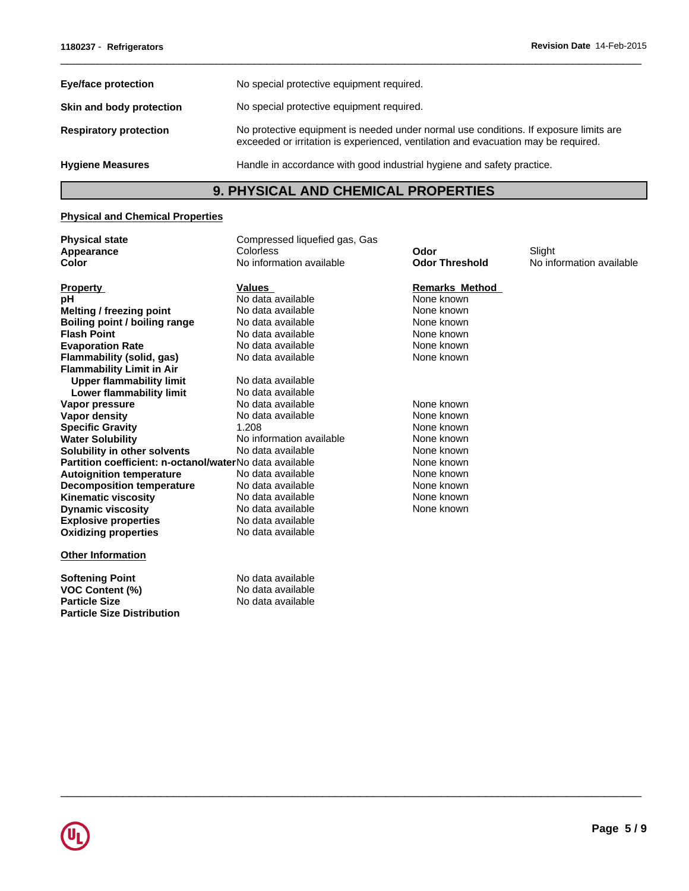| | |
|---|---|
| **Eye/face protection** | No special protective equipment required. |
| **Skin and body protection** | No special protective equipment required. |
| **Respiratory protection** | No protective equipment is needed under normal use conditions. If exposure limits are exceeded or irritation is experienced, ventilation and evacuation may be required. |
| **Hygiene Measures** | Handle in accordance with good industrial hygiene and safety practice. |

## 9. PHYSICAL AND CHEMICAL PROPERTIES

### Physical and Chemical Properties

| | | | |
|---|---|---|---|
| **Physical state** | Compressed liquefied gas, Gas | | |
| **Appearance** | Colorless | **Odor** | Slight |
| **Color** | No information available | **Odor Threshold** | No information available |

| Property | Values | Remarks Method |
|---|---|---|
| **pH** | No data available | None known |
| **Melting / freezing point** | No data available | None known |
| **Boiling point / boiling range** | No data available | None known |
| **Flash Point** | No data available | None known |
| **Evaporation Rate** | No data available | None known |
| **Flammability (solid, gas)** | No data available | None known |
| **Flammability Limit in Air** | | |
| **Upper flammability limit** | No data available | |
| **Lower flammability limit** | No data available | |
| **Vapor pressure** | No data available | None known |
| **Vapor density** | No data available | None known |
| **Specific Gravity** | 1.208 | None known |
| **Water Solubility** | No information available | None known |
| **Solubility in other solvents** | No data available | None known |
| **Partition coefficient: n-octanol/water** | No data available | None known |
| **Autoignition temperature** | No data available | None known |
| **Decomposition temperature** | No data available | None known |
| **Kinematic viscosity** | No data available | None known |
| **Dynamic viscosity** | No data available | None known |
| **Explosive properties** | No data available | |
| **Oxidizing properties** | No data available | |

### Other Information

| | |
|---|---|
| **Softening Point** | No data available |
| **VOC Content (%)** | No data available |
| **Particle Size** | No data available |
| **Particle Size Distribution** | |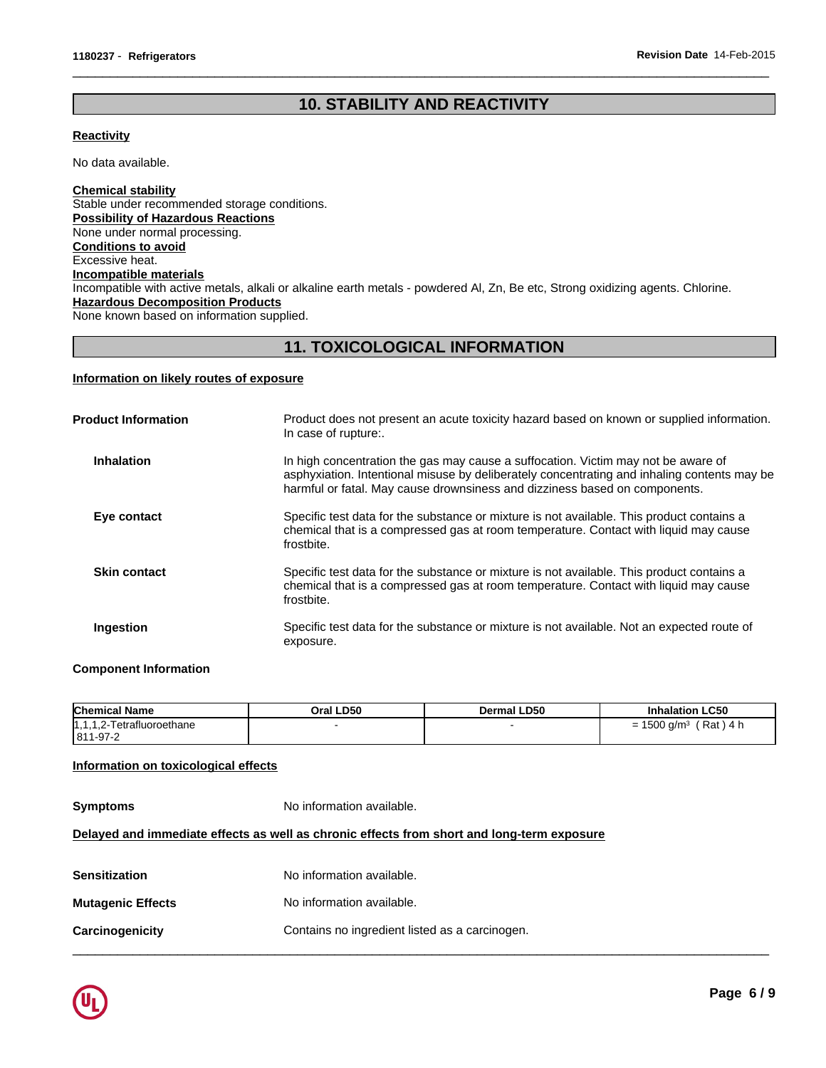## 10. STABILITY AND REACTIVITY

**Reactivity**

No data available.

**Chemical stability**
Stable under recommended storage conditions.

**Possibility of Hazardous Reactions**
None under normal processing.

**Conditions to avoid**
Excessive heat.

**Incompatible materials**
Incompatible with active metals, alkali or alkaline earth metals - powdered Al, Zn, Be etc, Strong oxidizing agents. Chlorine.

**Hazardous Decomposition Products**
None known based on information supplied.

## 11. TOXICOLOGICAL INFORMATION

**Information on likely routes of exposure**

**Product Information** — Product does not present an acute toxicity hazard based on known or supplied information. In case of rupture:.

**Inhalation** — In high concentration the gas may cause a suffocation. Victim may not be aware of asphyxiation. Intentional misuse by deliberately concentrating and inhaling contents may be harmful or fatal. May cause drownsiness and dizziness based on components.

**Eye contact** — Specific test data for the substance or mixture is not available. This product contains a chemical that is a compressed gas at room temperature. Contact with liquid may cause frostbite.

**Skin contact** — Specific test data for the substance or mixture is not available. This product contains a chemical that is a compressed gas at room temperature. Contact with liquid may cause frostbite.

**Ingestion** — Specific test data for the substance or mixture is not available. Not an expected route of exposure.

**Component Information**

| Chemical Name | Oral LD50 | Dermal LD50 | Inhalation LC50 |
|---|---|---|---|
| 1,1,1,2-Tetrafluoroethane 811-97-2 | - | - | = 1500 g/m³ ( Rat ) 4 h |

**Information on toxicological effects**

**Symptoms** — No information available.

**Delayed and immediate effects as well as chronic effects from short and long-term exposure**

**Sensitization** — No information available.

**Mutagenic Effects** — No information available.

**Carcinogenicity** — Contains no ingredient listed as a carcinogen.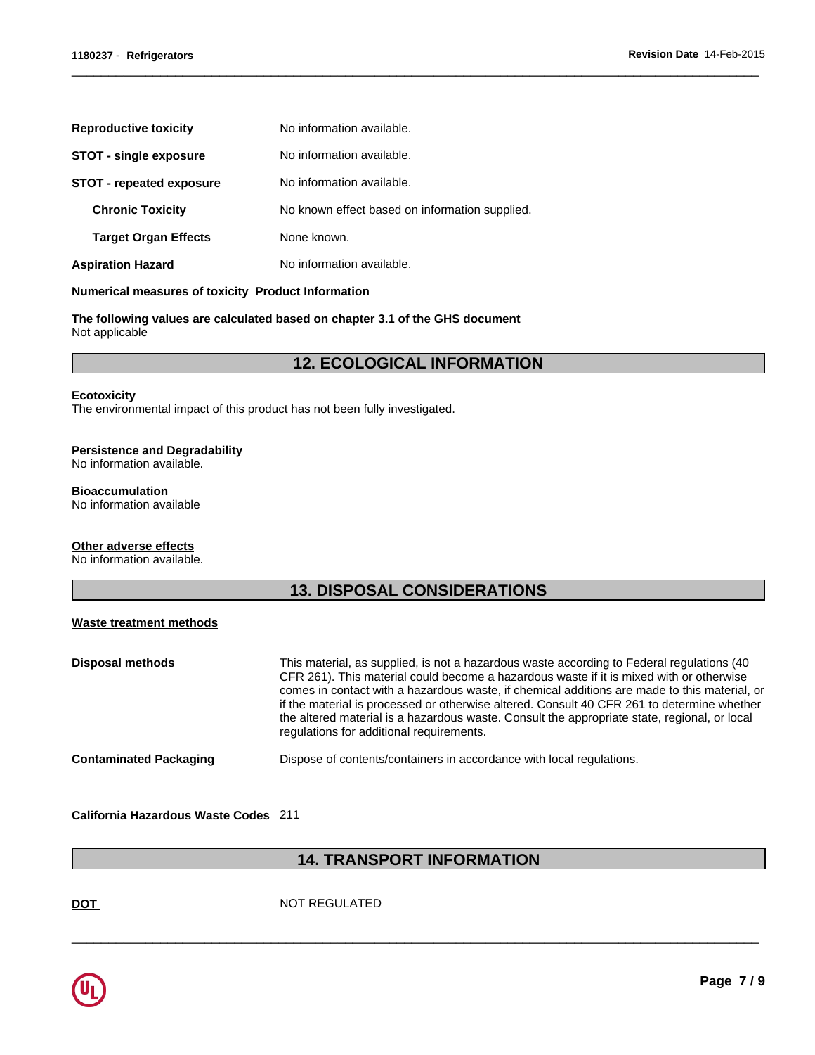**Reproductive toxicity** No information available.

**STOT - single exposure** No information available.

**STOT - repeated exposure** No information available.

**Chronic Toxicity** No known effect based on information supplied.

**Target Organ Effects** None known.

**Aspiration Hazard** No information available.

**Numerical measures of toxicity Product Information**

**The following values are calculated based on chapter 3.1 of the GHS document**
Not applicable

## 12. ECOLOGICAL INFORMATION

**Ecotoxicity**
The environmental impact of this product has not been fully investigated.

**Persistence and Degradability**
No information available.

**Bioaccumulation**
No information available

**Other adverse effects**
No information available.

## 13. DISPOSAL CONSIDERATIONS

**Waste treatment methods**

**Disposal methods** This material, as supplied, is not a hazardous waste according to Federal regulations (40 CFR 261). This material could become a hazardous waste if it is mixed with or otherwise comes in contact with a hazardous waste, if chemical additions are made to this material, or if the material is processed or otherwise altered. Consult 40 CFR 261 to determine whether the altered material is a hazardous waste. Consult the appropriate state, regional, or local regulations for additional requirements.

**Contaminated Packaging** Dispose of contents/containers in accordance with local regulations.

**California Hazardous Waste Codes** 211

## 14. TRANSPORT INFORMATION

**DOT** NOT REGULATED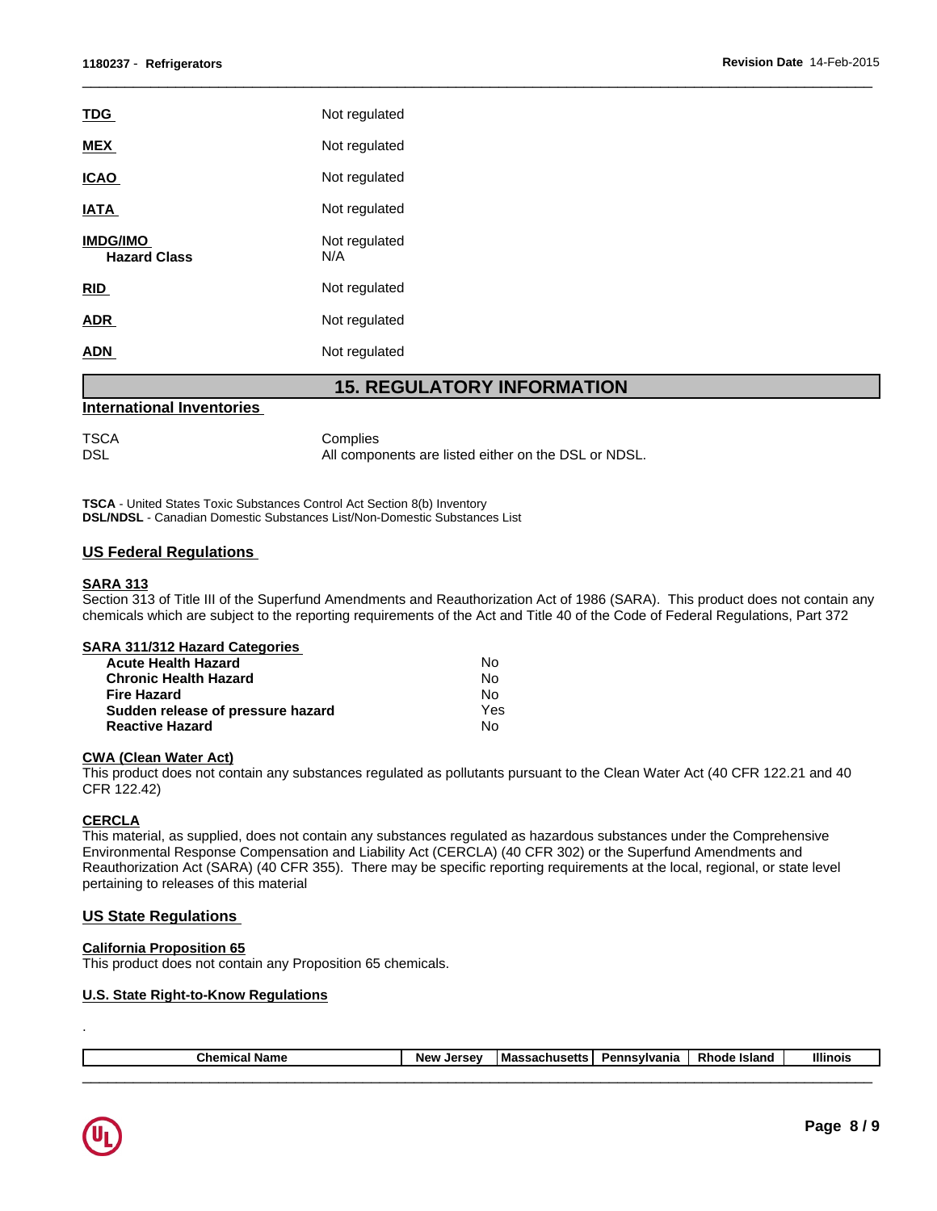| | |
|---|---|
| **TDG** | Not regulated |
| **MEX** | Not regulated |
| **ICAO** | Not regulated |
| **IATA** | Not regulated |
| **IMDG/IMO** | Not regulated |
| **Hazard Class** | N/A |
| **RID** | Not regulated |
| **ADR** | Not regulated |
| **ADN** | Not regulated |

## 15. REGULATORY INFORMATION

### International Inventories

| | |
|---|---|
| TSCA | Complies |
| DSL | All components are listed either on the DSL or NDSL. |

**TSCA** - United States Toxic Substances Control Act Section 8(b) Inventory
**DSL/NDSL** - Canadian Domestic Substances List/Non-Domestic Substances List

### US Federal Regulations

**SARA 313**
Section 313 of Title III of the Superfund Amendments and Reauthorization Act of 1986 (SARA). This product does not contain any chemicals which are subject to the reporting requirements of the Act and Title 40 of the Code of Federal Regulations, Part 372

**SARA 311/312 Hazard Categories**

| | |
|---|---|
| **Acute Health Hazard** | No |
| **Chronic Health Hazard** | No |
| **Fire Hazard** | No |
| **Sudden release of pressure hazard** | Yes |
| **Reactive Hazard** | No |

**CWA (Clean Water Act)**
This product does not contain any substances regulated as pollutants pursuant to the Clean Water Act (40 CFR 122.21 and 40 CFR 122.42)

**CERCLA**
This material, as supplied, does not contain any substances regulated as hazardous substances under the Comprehensive Environmental Response Compensation and Liability Act (CERCLA) (40 CFR 302) or the Superfund Amendments and Reauthorization Act (SARA) (40 CFR 355). There may be specific reporting requirements at the local, regional, or state level pertaining to releases of this material

### US State Regulations

**California Proposition 65**
This product does not contain any Proposition 65 chemicals.

**U.S. State Right-to-Know Regulations**

.

| Chemical Name | New Jersey | Massachusetts | Pennsylvania | Rhode Island | Illinois |
|---|---|---|---|---|---|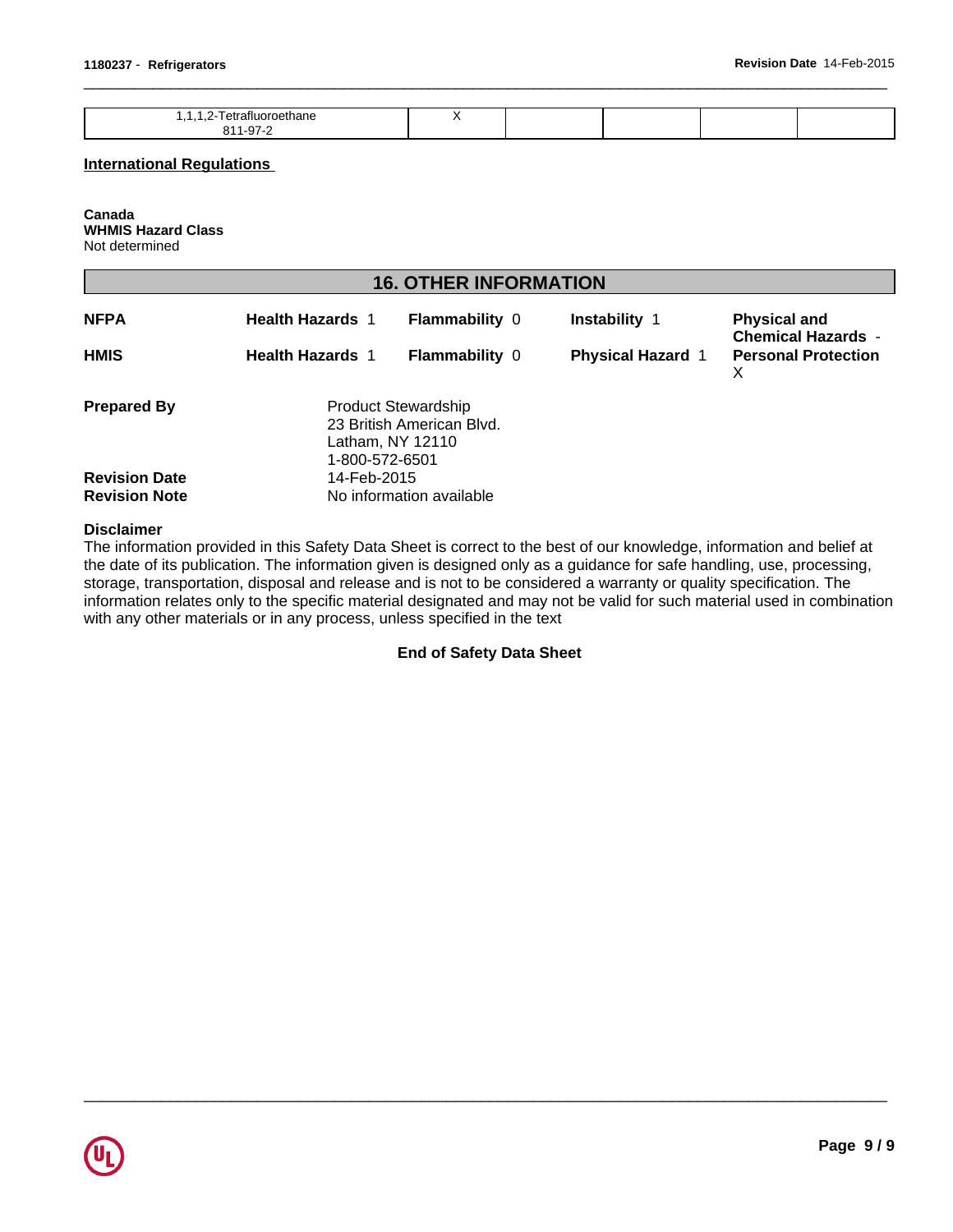| | | | | | |
|---|---|---|---|---|---|
| 1,1,1,2-Tetrafluoroethane 811-97-2 | X | | | | |

**International Regulations**

**Canada**
**WHMIS Hazard Class**
Not determined

## 16. OTHER INFORMATION

| | | | | |
|---|---|---|---|---|
| **NFPA** | **Health Hazards** 1 | **Flammability** 0 | **Instability** 1 | **Physical and Chemical Hazards** - |
| **HMIS** | **Health Hazards** 1 | **Flammability** 0 | **Physical Hazard** 1 | **Personal Protection** X |

**Prepared By** Product Stewardship
23 British American Blvd.
Latham, NY 12110
1-800-572-6501

**Revision Date** 14-Feb-2015
**Revision Note** No information available

**Disclaimer**
The information provided in this Safety Data Sheet is correct to the best of our knowledge, information and belief at the date of its publication. The information given is designed only as a guidance for safe handling, use, processing, storage, transportation, disposal and release and is not to be considered a warranty or quality specification. The information relates only to the specific material designated and may not be valid for such material used in combination with any other materials or in any process, unless specified in the text

**End of Safety Data Sheet**